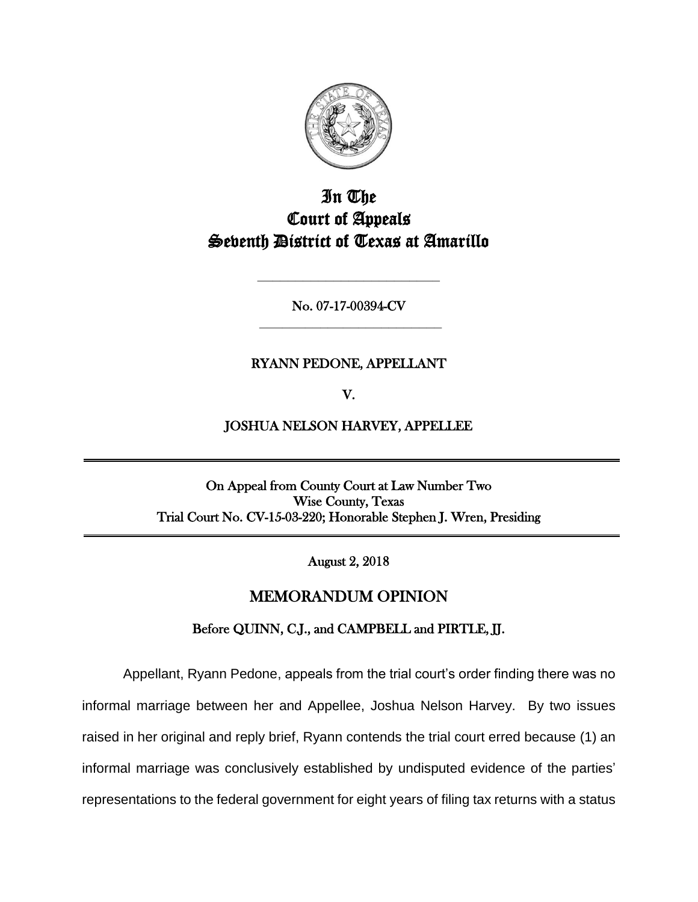# In The Court of Appeals Seventh District of Texas at Amarillo

---

No. 07-17-00394-CV

---

**RYANN PEDONE, APPELLANT**

**V.**

**JOSHUA NELSON HARVEY, APPELLEE**

---

On Appeal from County Court at Law Number Two
Wise County, Texas
Trial Court No. CV-15-03-220; Honorable Stephen J. Wren, Presiding

---

August 2, 2018

## MEMORANDUM OPINION

### Before QUINN, C.J., and CAMPBELL and PIRTLE, JJ.

Appellant, Ryann Pedone, appeals from the trial court's order finding there was no informal marriage between her and Appellee, Joshua Nelson Harvey. By two issues raised in her original and reply brief, Ryann contends the trial court erred because (1) an informal marriage was conclusively established by undisputed evidence of the parties' representations to the federal government for eight years of filing tax returns with a status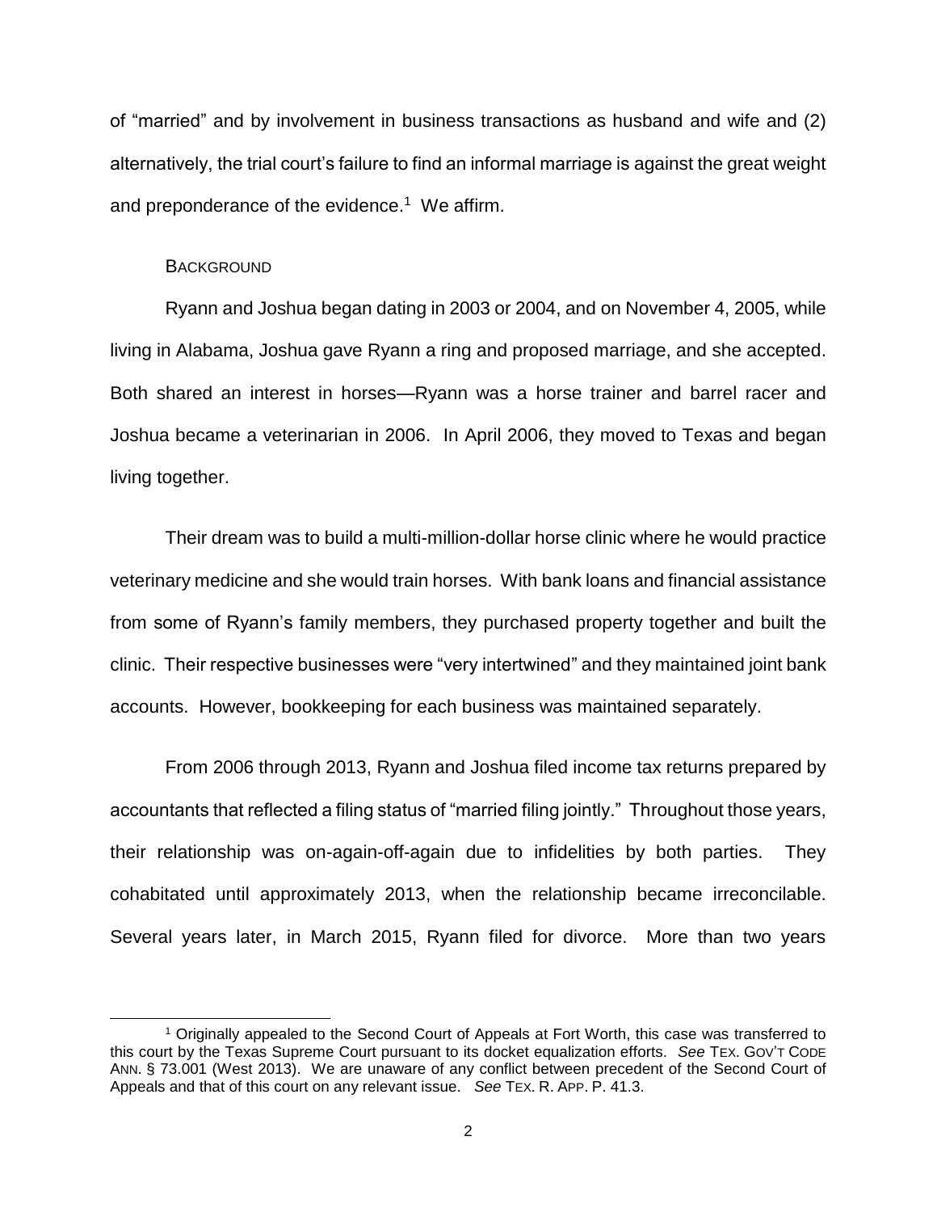of "married" and by involvement in business transactions as husband and wife and (2) alternatively, the trial court's failure to find an informal marriage is against the great weight and preponderance of the evidence.[1] We affirm.

### BACKGROUND

Ryann and Joshua began dating in 2003 or 2004, and on November 4, 2005, while living in Alabama, Joshua gave Ryann a ring and proposed marriage, and she accepted. Both shared an interest in horses—Ryann was a horse trainer and barrel racer and Joshua became a veterinarian in 2006. In April 2006, they moved to Texas and began living together.

Their dream was to build a multi-million-dollar horse clinic where he would practice veterinary medicine and she would train horses. With bank loans and financial assistance from some of Ryann's family members, they purchased property together and built the clinic. Their respective businesses were "very intertwined" and they maintained joint bank accounts. However, bookkeeping for each business was maintained separately.

From 2006 through 2013, Ryann and Joshua filed income tax returns prepared by accountants that reflected a filing status of "married filing jointly." Throughout those years, their relationship was on-again-off-again due to infidelities by both parties. They cohabitated until approximately 2013, when the relationship became irreconcilable. Several years later, in March 2015, Ryann filed for divorce. More than two years

---

[1] Originally appealed to the Second Court of Appeals at Fort Worth, this case was transferred to this court by the Texas Supreme Court pursuant to its docket equalization efforts. *See* TEX. GOV'T CODE ANN. § 73.001 (West 2013). We are unaware of any conflict between precedent of the Second Court of Appeals and that of this court on any relevant issue. *See* TEX. R. APP. P. 41.3.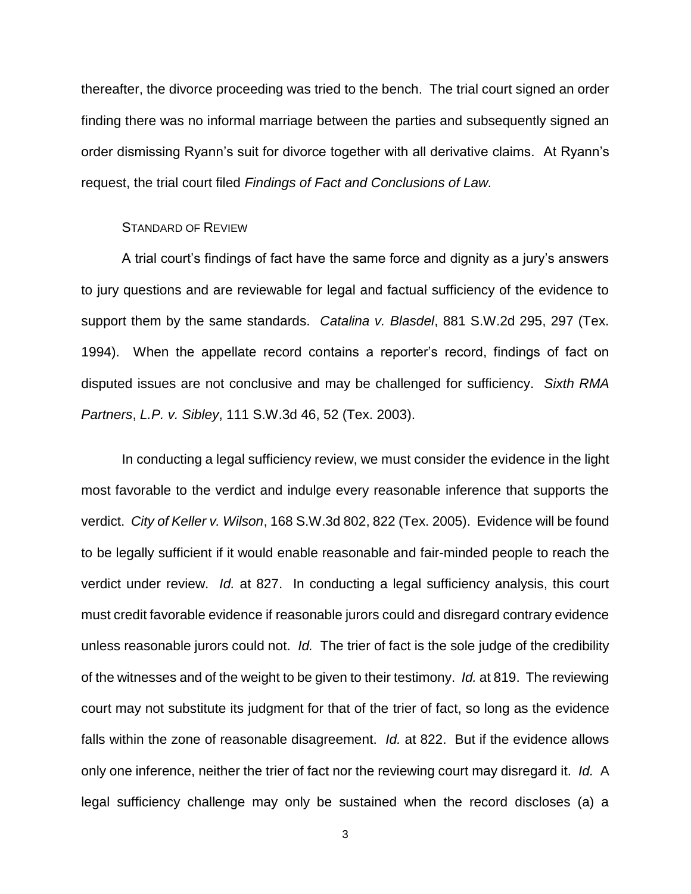thereafter, the divorce proceeding was tried to the bench. The trial court signed an order finding there was no informal marriage between the parties and subsequently signed an order dismissing Ryann's suit for divorce together with all derivative claims. At Ryann's request, the trial court filed *Findings of Fact and Conclusions of Law.*

## STANDARD OF REVIEW

A trial court's findings of fact have the same force and dignity as a jury's answers to jury questions and are reviewable for legal and factual sufficiency of the evidence to support them by the same standards. *Catalina v. Blasdel*, 881 S.W.2d 295, 297 (Tex. 1994). When the appellate record contains a reporter's record, findings of fact on disputed issues are not conclusive and may be challenged for sufficiency. *Sixth RMA Partners*, *L.P. v. Sibley*, 111 S.W.3d 46, 52 (Tex. 2003).

In conducting a legal sufficiency review, we must consider the evidence in the light most favorable to the verdict and indulge every reasonable inference that supports the verdict. *City of Keller v. Wilson*, 168 S.W.3d 802, 822 (Tex. 2005). Evidence will be found to be legally sufficient if it would enable reasonable and fair-minded people to reach the verdict under review. *Id.* at 827. In conducting a legal sufficiency analysis, this court must credit favorable evidence if reasonable jurors could and disregard contrary evidence unless reasonable jurors could not. *Id.* The trier of fact is the sole judge of the credibility of the witnesses and of the weight to be given to their testimony. *Id.* at 819. The reviewing court may not substitute its judgment for that of the trier of fact, so long as the evidence falls within the zone of reasonable disagreement. *Id.* at 822. But if the evidence allows only one inference, neither the trier of fact nor the reviewing court may disregard it. *Id.* A legal sufficiency challenge may only be sustained when the record discloses (a) a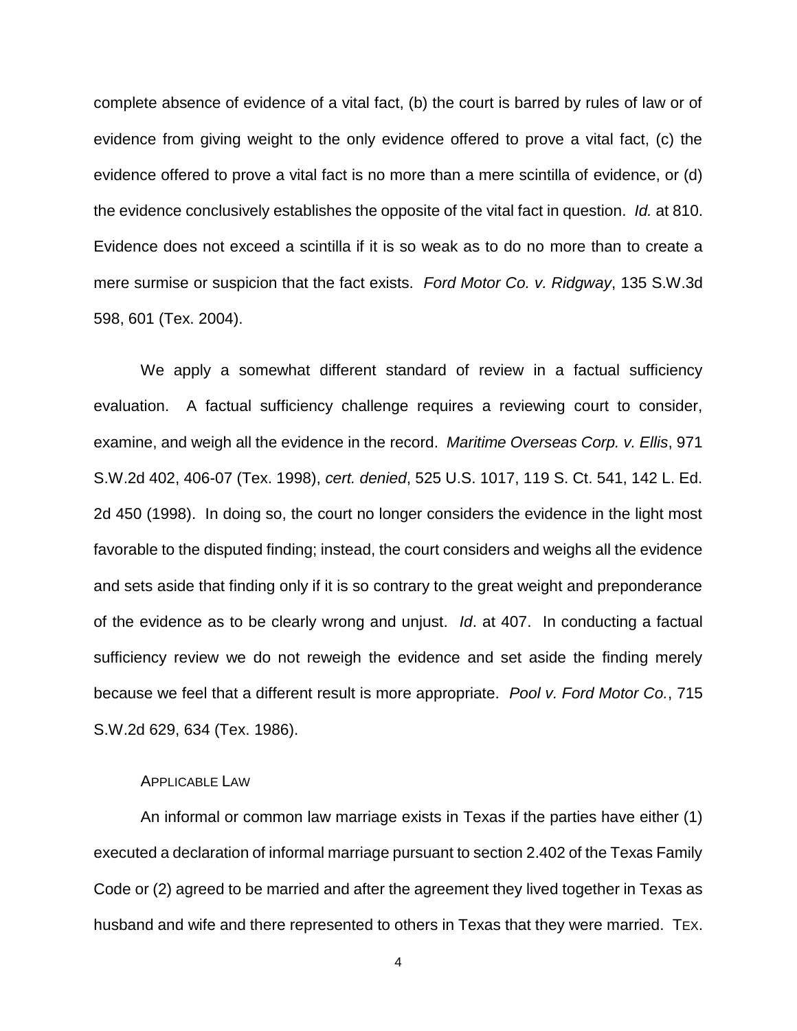complete absence of evidence of a vital fact, (b) the court is barred by rules of law or of evidence from giving weight to the only evidence offered to prove a vital fact, (c) the evidence offered to prove a vital fact is no more than a mere scintilla of evidence, or (d) the evidence conclusively establishes the opposite of the vital fact in question. *Id.* at 810. Evidence does not exceed a scintilla if it is so weak as to do no more than to create a mere surmise or suspicion that the fact exists. *Ford Motor Co. v. Ridgway*, 135 S.W.3d 598, 601 (Tex. 2004).

We apply a somewhat different standard of review in a factual sufficiency evaluation. A factual sufficiency challenge requires a reviewing court to consider, examine, and weigh all the evidence in the record. *Maritime Overseas Corp. v. Ellis*, 971 S.W.2d 402, 406-07 (Tex. 1998), *cert. denied*, 525 U.S. 1017, 119 S. Ct. 541, 142 L. Ed. 2d 450 (1998). In doing so, the court no longer considers the evidence in the light most favorable to the disputed finding; instead, the court considers and weighs all the evidence and sets aside that finding only if it is so contrary to the great weight and preponderance of the evidence as to be clearly wrong and unjust. *Id*. at 407. In conducting a factual sufficiency review we do not reweigh the evidence and set aside the finding merely because we feel that a different result is more appropriate. *Pool v. Ford Motor Co.*, 715 S.W.2d 629, 634 (Tex. 1986).

APPLICABLE LAW

An informal or common law marriage exists in Texas if the parties have either (1) executed a declaration of informal marriage pursuant to section 2.402 of the Texas Family Code or (2) agreed to be married and after the agreement they lived together in Texas as husband and wife and there represented to others in Texas that they were married. TEX.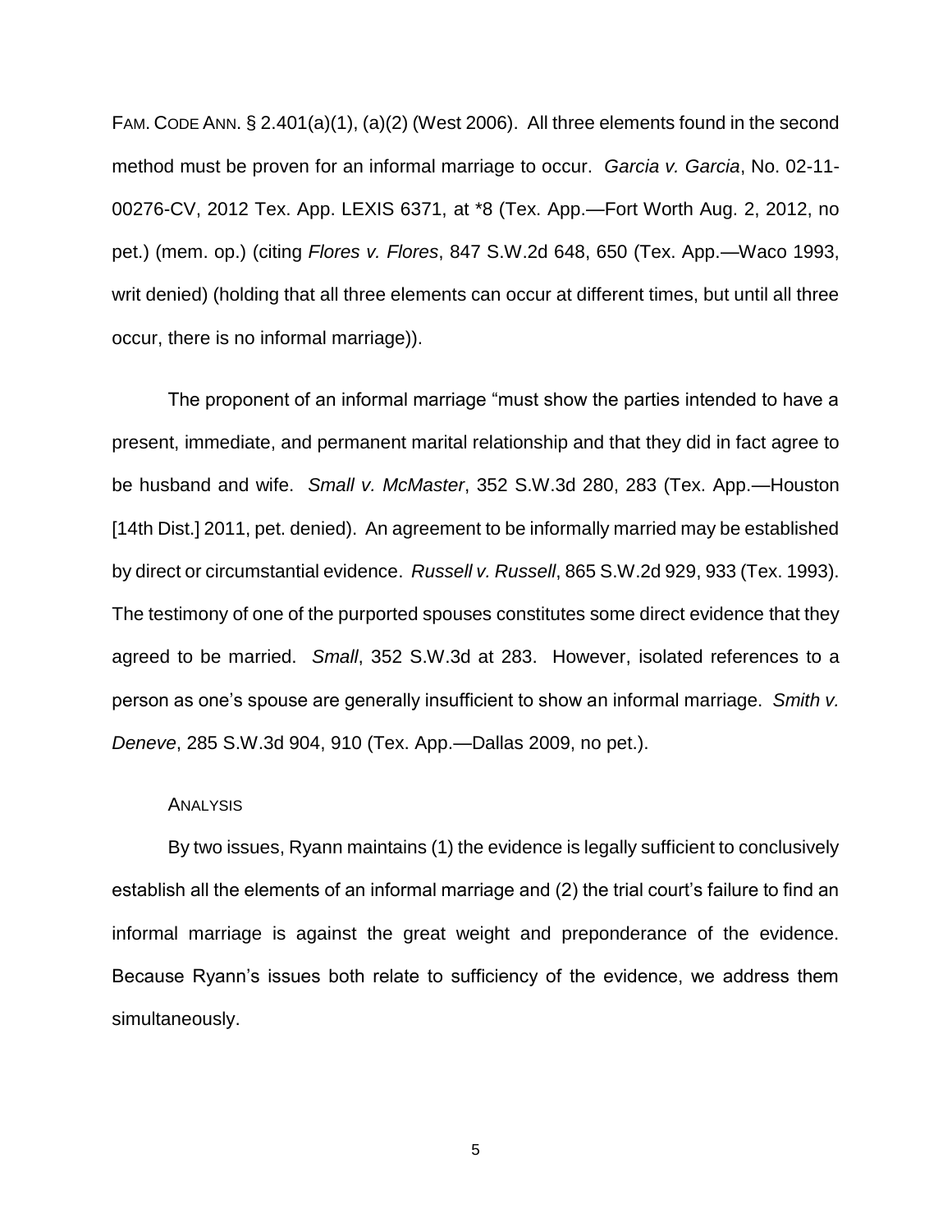FAM. CODE ANN. § 2.401(a)(1), (a)(2) (West 2006). All three elements found in the second method must be proven for an informal marriage to occur. *Garcia v. Garcia*, No. 02-11-00276-CV, 2012 Tex. App. LEXIS 6371, at *8 (Tex. App.—Fort Worth Aug. 2, 2012, no pet.) (mem. op.) (citing *Flores v. Flores*, 847 S.W.2d 648, 650 (Tex. App.—Waco 1993, writ denied) (holding that all three elements can occur at different times, but until all three occur, there is no informal marriage)).

The proponent of an informal marriage "must show the parties intended to have a present, immediate, and permanent marital relationship and that they did in fact agree to be husband and wife. *Small v. McMaster*, 352 S.W.3d 280, 283 (Tex. App.—Houston [14th Dist.] 2011, pet. denied). An agreement to be informally married may be established by direct or circumstantial evidence. *Russell v. Russell*, 865 S.W.2d 929, 933 (Tex. 1993). The testimony of one of the purported spouses constitutes some direct evidence that they agreed to be married. *Small*, 352 S.W.3d at 283. However, isolated references to a person as one's spouse are generally insufficient to show an informal marriage. *Smith v. Deneve*, 285 S.W.3d 904, 910 (Tex. App.—Dallas 2009, no pet.).

ANALYSIS

By two issues, Ryann maintains (1) the evidence is legally sufficient to conclusively establish all the elements of an informal marriage and (2) the trial court's failure to find an informal marriage is against the great weight and preponderance of the evidence. Because Ryann's issues both relate to sufficiency of the evidence, we address them simultaneously.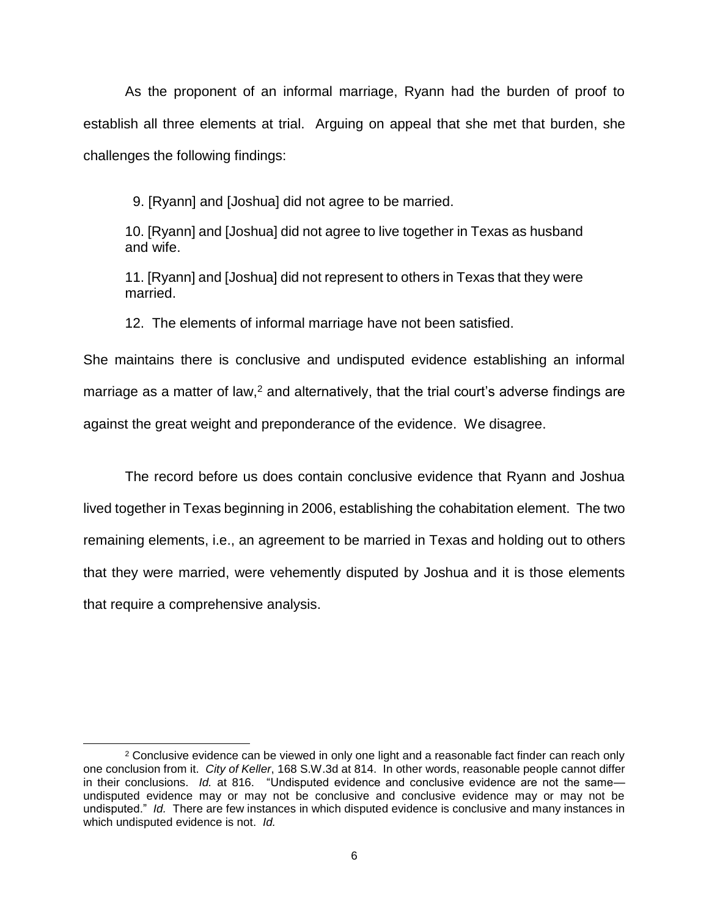As the proponent of an informal marriage, Ryann had the burden of proof to establish all three elements at trial. Arguing on appeal that she met that burden, she challenges the following findings:

> 9. [Ryann] and [Joshua] did not agree to be married.
>
> 10. [Ryann] and [Joshua] did not agree to live together in Texas as husband and wife.
>
> 11. [Ryann] and [Joshua] did not represent to others in Texas that they were married.
>
> 12. The elements of informal marriage have not been satisfied.

She maintains there is conclusive and undisputed evidence establishing an informal marriage as a matter of law,[2] and alternatively, that the trial court's adverse findings are against the great weight and preponderance of the evidence. We disagree.

The record before us does contain conclusive evidence that Ryann and Joshua lived together in Texas beginning in 2006, establishing the cohabitation element. The two remaining elements, i.e., an agreement to be married in Texas and holding out to others that they were married, were vehemently disputed by Joshua and it is those elements that require a comprehensive analysis.

---

[2] Conclusive evidence can be viewed in only one light and a reasonable fact finder can reach only one conclusion from it. *City of Keller*, 168 S.W.3d at 814. In other words, reasonable people cannot differ in their conclusions. *Id.* at 816. "Undisputed evidence and conclusive evidence are not the same—undisputed evidence may or may not be conclusive and conclusive evidence may or may not be undisputed." *Id.* There are few instances in which disputed evidence is conclusive and many instances in which undisputed evidence is not. *Id.*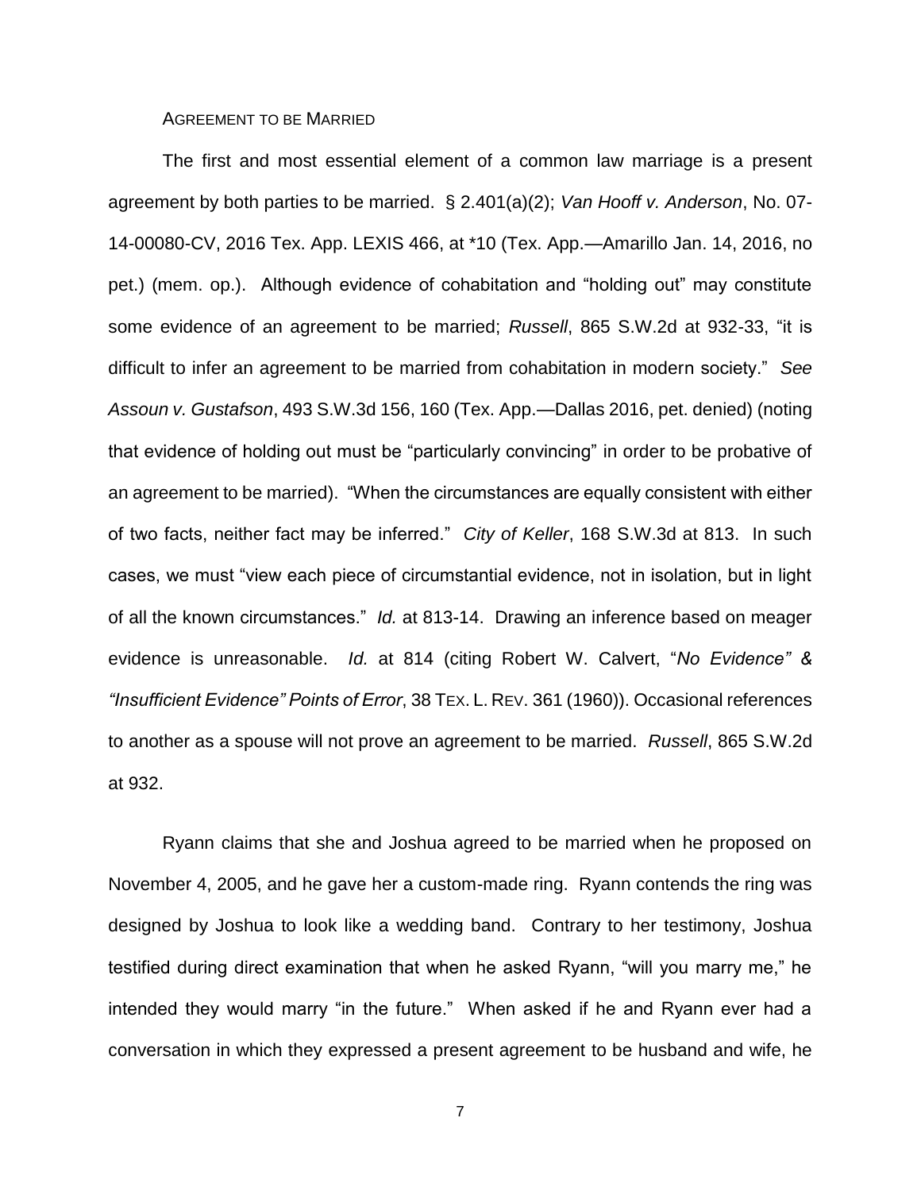### AGREEMENT TO BE MARRIED

The first and most essential element of a common law marriage is a present agreement by both parties to be married. § 2.401(a)(2); *Van Hooff v. Anderson*, No. 07-14-00080-CV, 2016 Tex. App. LEXIS 466, at *10 (Tex. App.—Amarillo Jan. 14, 2016, no pet.) (mem. op.). Although evidence of cohabitation and "holding out" may constitute some evidence of an agreement to be married; *Russell*, 865 S.W.2d at 932-33, "it is difficult to infer an agreement to be married from cohabitation in modern society." *See Assoun v. Gustafson*, 493 S.W.3d 156, 160 (Tex. App.—Dallas 2016, pet. denied) (noting that evidence of holding out must be "particularly convincing" in order to be probative of an agreement to be married). "When the circumstances are equally consistent with either of two facts, neither fact may be inferred." *City of Keller*, 168 S.W.3d at 813. In such cases, we must "view each piece of circumstantial evidence, not in isolation, but in light of all the known circumstances." *Id.* at 813-14. Drawing an inference based on meager evidence is unreasonable. *Id.* at 814 (citing Robert W. Calvert, "*No Evidence" & "Insufficient Evidence" Points of Error*, 38 TEX. L. REV. 361 (1960)). Occasional references to another as a spouse will not prove an agreement to be married. *Russell*, 865 S.W.2d at 932.

Ryann claims that she and Joshua agreed to be married when he proposed on November 4, 2005, and he gave her a custom-made ring. Ryann contends the ring was designed by Joshua to look like a wedding band. Contrary to her testimony, Joshua testified during direct examination that when he asked Ryann, "will you marry me," he intended they would marry "in the future." When asked if he and Ryann ever had a conversation in which they expressed a present agreement to be husband and wife, he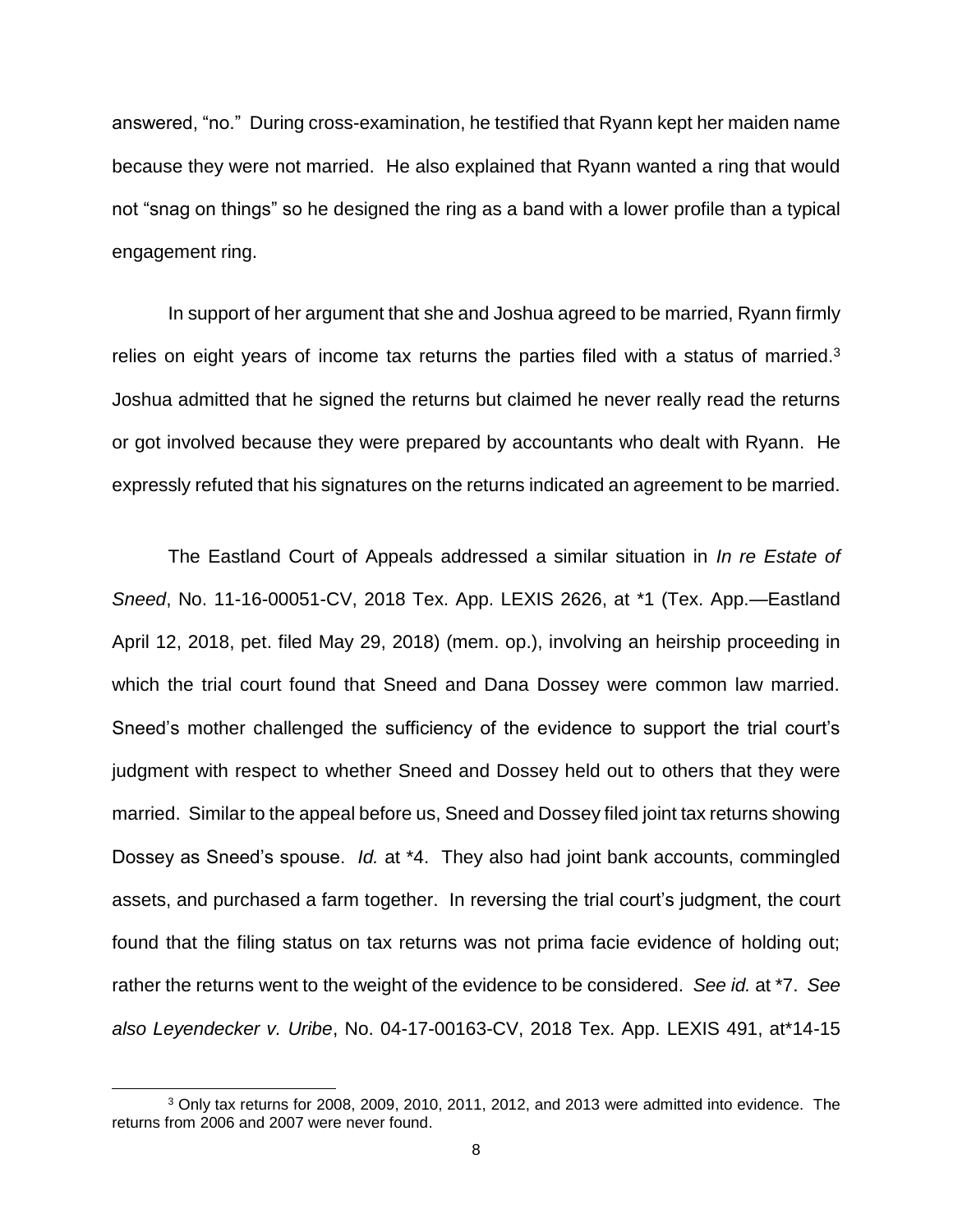answered, "no." During cross-examination, he testified that Ryann kept her maiden name because they were not married. He also explained that Ryann wanted a ring that would not "snag on things" so he designed the ring as a band with a lower profile than a typical engagement ring.

In support of her argument that she and Joshua agreed to be married, Ryann firmly relies on eight years of income tax returns the parties filed with a status of married.[3] Joshua admitted that he signed the returns but claimed he never really read the returns or got involved because they were prepared by accountants who dealt with Ryann. He expressly refuted that his signatures on the returns indicated an agreement to be married.

The Eastland Court of Appeals addressed a similar situation in *In re Estate of Sneed*, No. 11-16-00051-CV, 2018 Tex. App. LEXIS 2626, at *1 (Tex. App.—Eastland April 12, 2018, pet. filed May 29, 2018) (mem. op.), involving an heirship proceeding in which the trial court found that Sneed and Dana Dossey were common law married. Sneed's mother challenged the sufficiency of the evidence to support the trial court's judgment with respect to whether Sneed and Dossey held out to others that they were married. Similar to the appeal before us, Sneed and Dossey filed joint tax returns showing Dossey as Sneed's spouse. *Id.* at *4. They also had joint bank accounts, commingled assets, and purchased a farm together. In reversing the trial court's judgment, the court found that the filing status on tax returns was not prima facie evidence of holding out; rather the returns went to the weight of the evidence to be considered. *See id.* at *7. *See also Leyendecker v. Uribe*, No. 04-17-00163-CV, 2018 Tex. App. LEXIS 491, at*14-15

[3] Only tax returns for 2008, 2009, 2010, 2011, 2012, and 2013 were admitted into evidence. The returns from 2006 and 2007 were never found.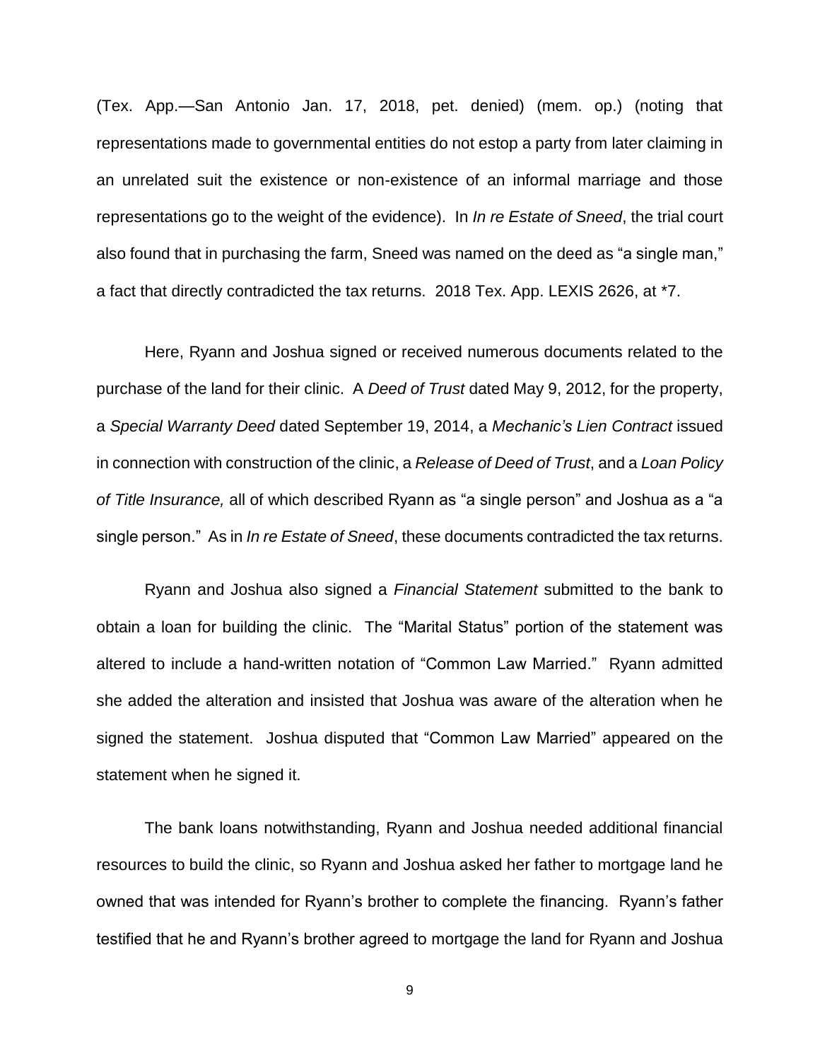(Tex. App.—San Antonio Jan. 17, 2018, pet. denied) (mem. op.) (noting that representations made to governmental entities do not estop a party from later claiming in an unrelated suit the existence or non-existence of an informal marriage and those representations go to the weight of the evidence). In *In re Estate of Sneed*, the trial court also found that in purchasing the farm, Sneed was named on the deed as "a single man," a fact that directly contradicted the tax returns. 2018 Tex. App. LEXIS 2626, at *7.

Here, Ryann and Joshua signed or received numerous documents related to the purchase of the land for their clinic. A *Deed of Trust* dated May 9, 2012, for the property, a *Special Warranty Deed* dated September 19, 2014, a *Mechanic's Lien Contract* issued in connection with construction of the clinic, a *Release of Deed of Trust*, and a *Loan Policy of Title Insurance,* all of which described Ryann as "a single person" and Joshua as a "a single person." As in *In re Estate of Sneed*, these documents contradicted the tax returns.

Ryann and Joshua also signed a *Financial Statement* submitted to the bank to obtain a loan for building the clinic. The "Marital Status" portion of the statement was altered to include a hand-written notation of "Common Law Married." Ryann admitted she added the alteration and insisted that Joshua was aware of the alteration when he signed the statement. Joshua disputed that "Common Law Married" appeared on the statement when he signed it.

The bank loans notwithstanding, Ryann and Joshua needed additional financial resources to build the clinic, so Ryann and Joshua asked her father to mortgage land he owned that was intended for Ryann's brother to complete the financing. Ryann's father testified that he and Ryann's brother agreed to mortgage the land for Ryann and Joshua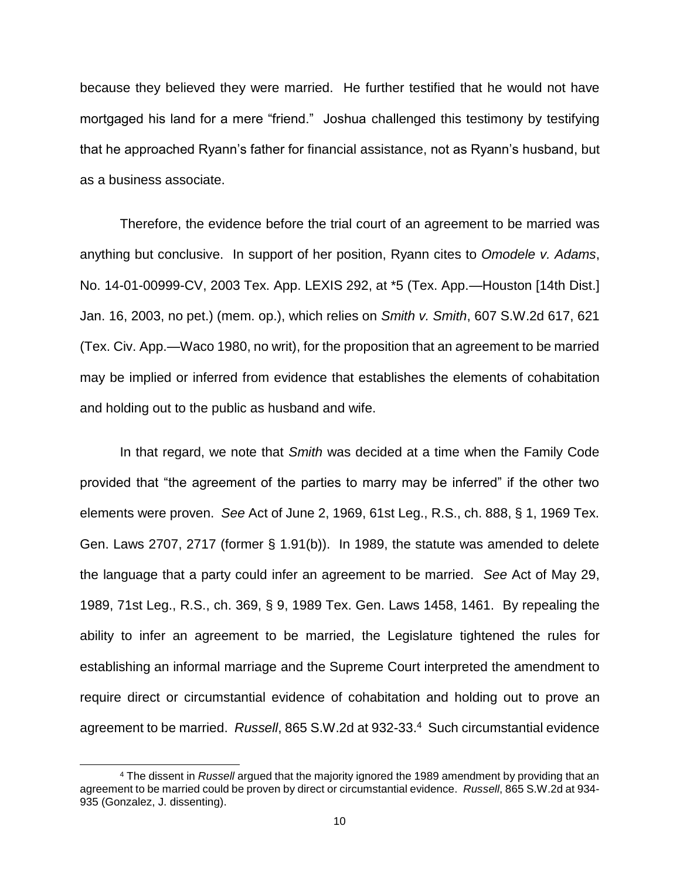because they believed they were married. He further testified that he would not have mortgaged his land for a mere "friend." Joshua challenged this testimony by testifying that he approached Ryann's father for financial assistance, not as Ryann's husband, but as a business associate.

Therefore, the evidence before the trial court of an agreement to be married was anything but conclusive. In support of her position, Ryann cites to *Omodele v. Adams*, No. 14-01-00999-CV, 2003 Tex. App. LEXIS 292, at *5 (Tex. App.—Houston [14th Dist.] Jan. 16, 2003, no pet.) (mem. op.), which relies on *Smith v. Smith*, 607 S.W.2d 617, 621 (Tex. Civ. App.—Waco 1980, no writ), for the proposition that an agreement to be married may be implied or inferred from evidence that establishes the elements of cohabitation and holding out to the public as husband and wife.

In that regard, we note that *Smith* was decided at a time when the Family Code provided that "the agreement of the parties to marry may be inferred" if the other two elements were proven. *See* Act of June 2, 1969, 61st Leg., R.S., ch. 888, § 1, 1969 Tex. Gen. Laws 2707, 2717 (former § 1.91(b)). In 1989, the statute was amended to delete the language that a party could infer an agreement to be married. *See* Act of May 29, 1989, 71st Leg., R.S., ch. 369, § 9, 1989 Tex. Gen. Laws 1458, 1461. By repealing the ability to infer an agreement to be married, the Legislature tightened the rules for establishing an informal marriage and the Supreme Court interpreted the amendment to require direct or circumstantial evidence of cohabitation and holding out to prove an agreement to be married. *Russell*, 865 S.W.2d at 932-33.[4] Such circumstantial evidence

[4] The dissent in *Russell* argued that the majority ignored the 1989 amendment by providing that an agreement to be married could be proven by direct or circumstantial evidence. *Russell*, 865 S.W.2d at 934-935 (Gonzalez, J. dissenting).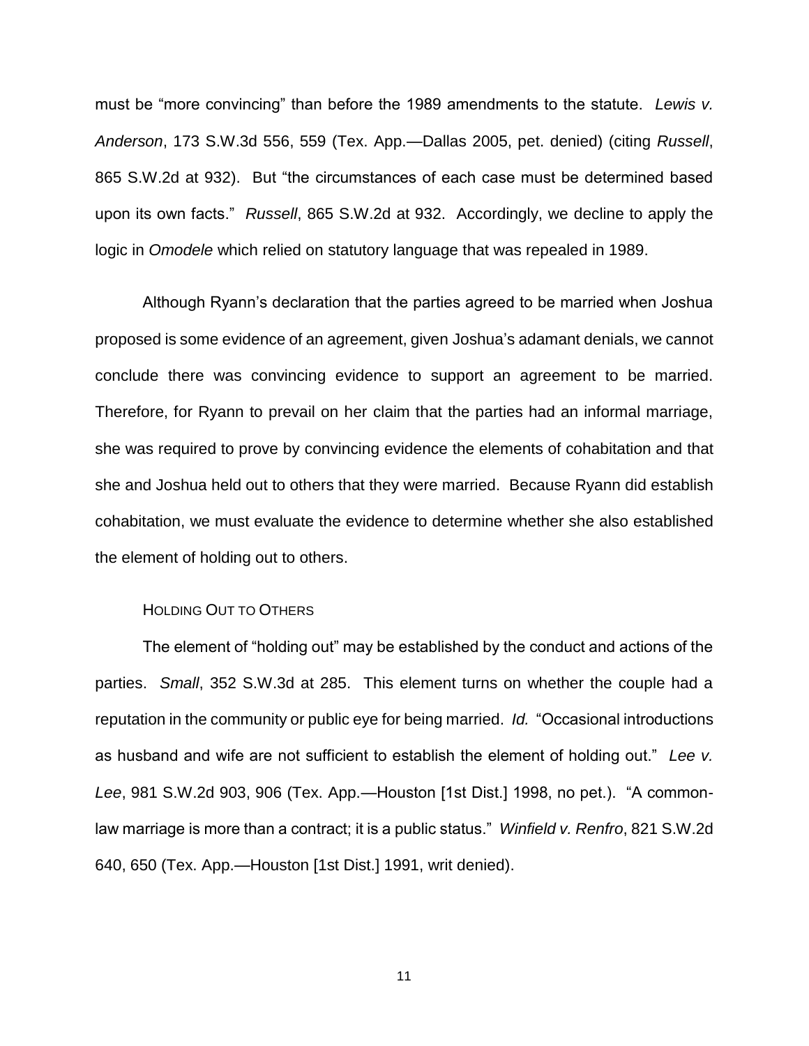must be "more convincing" than before the 1989 amendments to the statute. *Lewis v. Anderson*, 173 S.W.3d 556, 559 (Tex. App.—Dallas 2005, pet. denied) (citing *Russell*, 865 S.W.2d at 932). But "the circumstances of each case must be determined based upon its own facts." *Russell*, 865 S.W.2d at 932. Accordingly, we decline to apply the logic in *Omodele* which relied on statutory language that was repealed in 1989.

Although Ryann's declaration that the parties agreed to be married when Joshua proposed is some evidence of an agreement, given Joshua's adamant denials, we cannot conclude there was convincing evidence to support an agreement to be married. Therefore, for Ryann to prevail on her claim that the parties had an informal marriage, she was required to prove by convincing evidence the elements of cohabitation and that she and Joshua held out to others that they were married. Because Ryann did establish cohabitation, we must evaluate the evidence to determine whether she also established the element of holding out to others.

### HOLDING OUT TO OTHERS

The element of "holding out" may be established by the conduct and actions of the parties. *Small*, 352 S.W.3d at 285. This element turns on whether the couple had a reputation in the community or public eye for being married. *Id.* "Occasional introductions as husband and wife are not sufficient to establish the element of holding out." *Lee v. Lee*, 981 S.W.2d 903, 906 (Tex. App.—Houston [1st Dist.] 1998, no pet.). "A common-law marriage is more than a contract; it is a public status." *Winfield v. Renfro*, 821 S.W.2d 640, 650 (Tex. App.—Houston [1st Dist.] 1991, writ denied).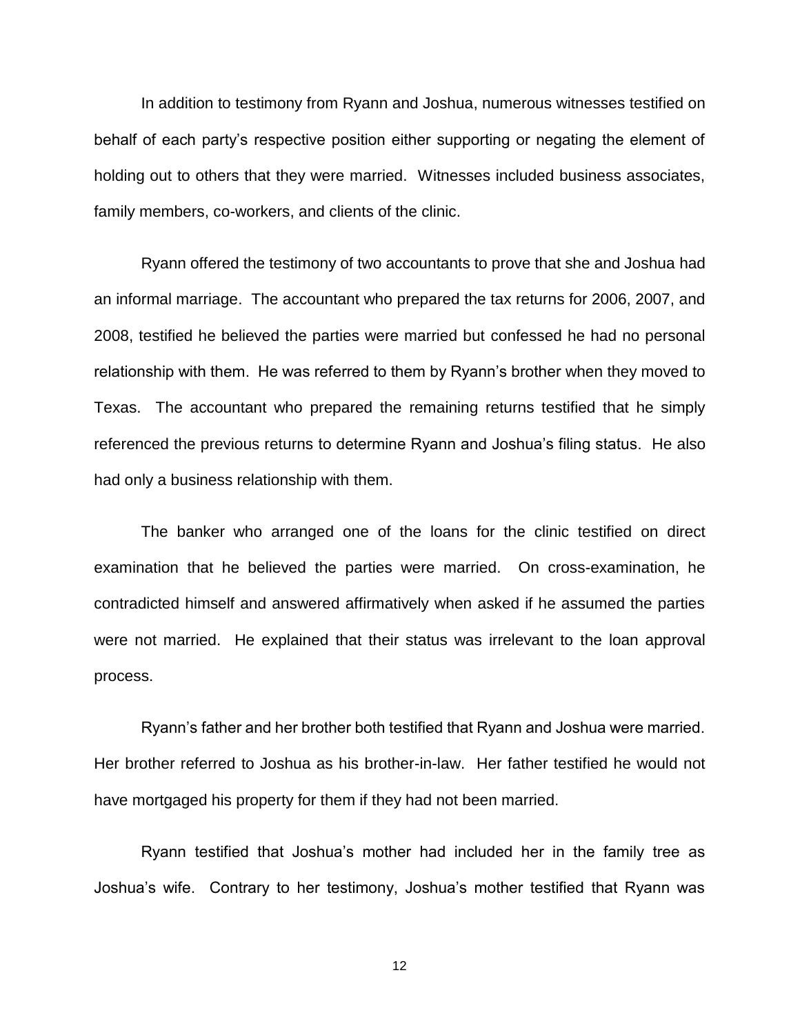In addition to testimony from Ryann and Joshua, numerous witnesses testified on behalf of each party's respective position either supporting or negating the element of holding out to others that they were married. Witnesses included business associates, family members, co-workers, and clients of the clinic.

Ryann offered the testimony of two accountants to prove that she and Joshua had an informal marriage. The accountant who prepared the tax returns for 2006, 2007, and 2008, testified he believed the parties were married but confessed he had no personal relationship with them. He was referred to them by Ryann's brother when they moved to Texas. The accountant who prepared the remaining returns testified that he simply referenced the previous returns to determine Ryann and Joshua's filing status. He also had only a business relationship with them.

The banker who arranged one of the loans for the clinic testified on direct examination that he believed the parties were married. On cross-examination, he contradicted himself and answered affirmatively when asked if he assumed the parties were not married. He explained that their status was irrelevant to the loan approval process.

Ryann's father and her brother both testified that Ryann and Joshua were married. Her brother referred to Joshua as his brother-in-law. Her father testified he would not have mortgaged his property for them if they had not been married.

Ryann testified that Joshua's mother had included her in the family tree as Joshua's wife. Contrary to her testimony, Joshua's mother testified that Ryann was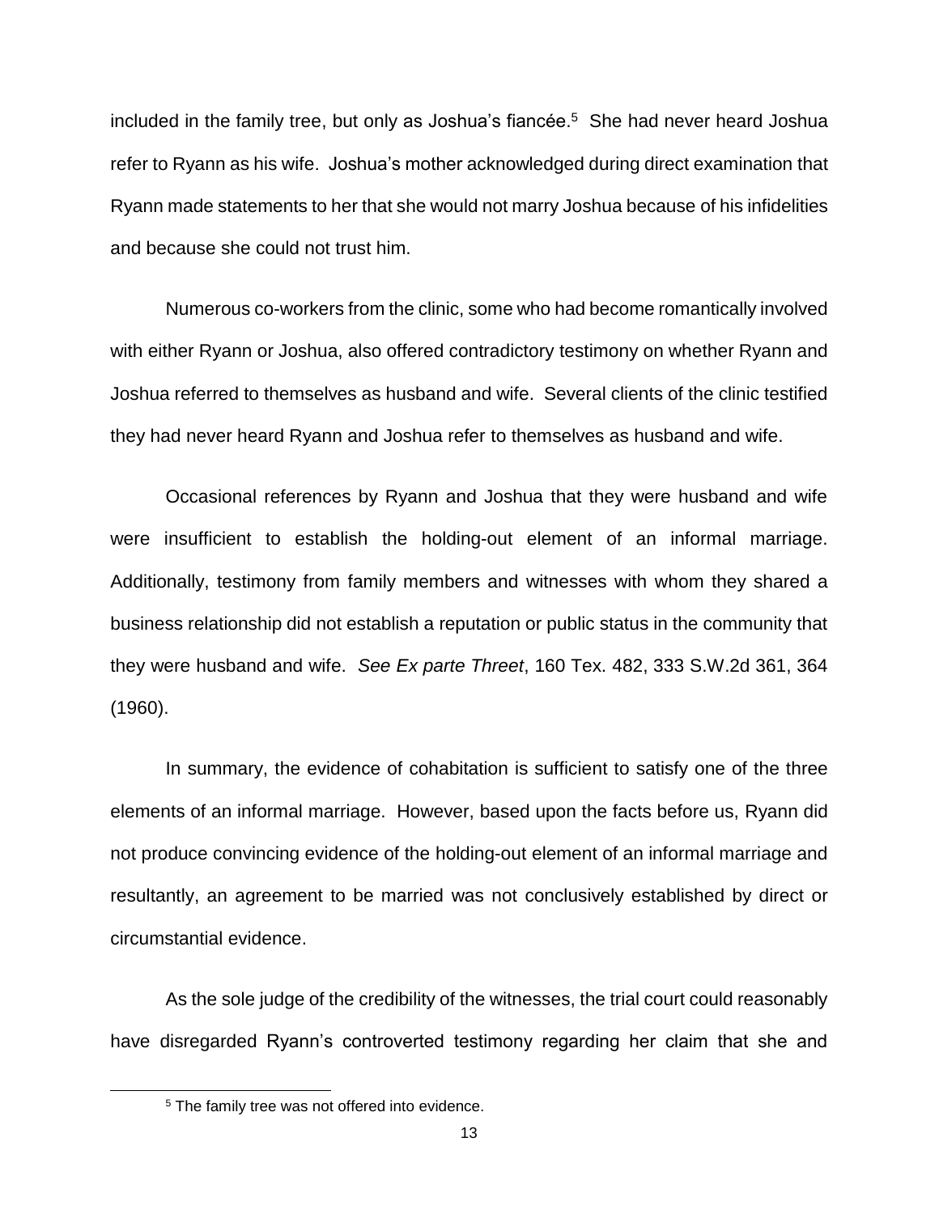included in the family tree, but only as Joshua's fiancée.[5] She had never heard Joshua refer to Ryann as his wife. Joshua's mother acknowledged during direct examination that Ryann made statements to her that she would not marry Joshua because of his infidelities and because she could not trust him.

Numerous co-workers from the clinic, some who had become romantically involved with either Ryann or Joshua, also offered contradictory testimony on whether Ryann and Joshua referred to themselves as husband and wife. Several clients of the clinic testified they had never heard Ryann and Joshua refer to themselves as husband and wife.

Occasional references by Ryann and Joshua that they were husband and wife were insufficient to establish the holding-out element of an informal marriage. Additionally, testimony from family members and witnesses with whom they shared a business relationship did not establish a reputation or public status in the community that they were husband and wife. *See Ex parte Threet*, 160 Tex. 482, 333 S.W.2d 361, 364 (1960).

In summary, the evidence of cohabitation is sufficient to satisfy one of the three elements of an informal marriage. However, based upon the facts before us, Ryann did not produce convincing evidence of the holding-out element of an informal marriage and resultantly, an agreement to be married was not conclusively established by direct or circumstantial evidence.

As the sole judge of the credibility of the witnesses, the trial court could reasonably have disregarded Ryann's controverted testimony regarding her claim that she and

[5] The family tree was not offered into evidence.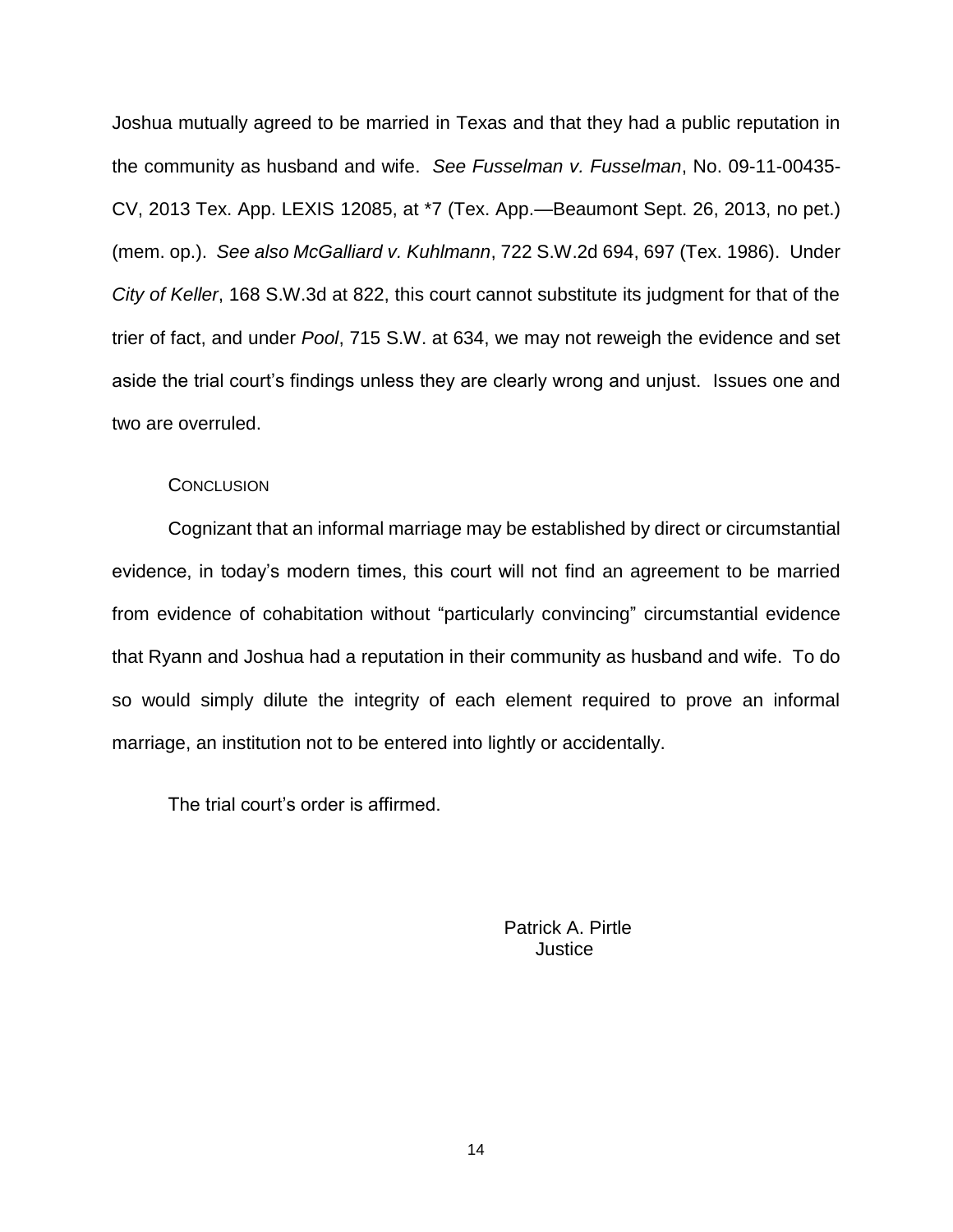Joshua mutually agreed to be married in Texas and that they had a public reputation in the community as husband and wife. *See Fusselman v. Fusselman*, No. 09-11-00435-CV, 2013 Tex. App. LEXIS 12085, at *7 (Tex. App.—Beaumont Sept. 26, 2013, no pet.) (mem. op.). *See also McGalliard v. Kuhlmann*, 722 S.W.2d 694, 697 (Tex. 1986). Under *City of Keller*, 168 S.W.3d at 822, this court cannot substitute its judgment for that of the trier of fact, and under *Pool*, 715 S.W. at 634, we may not reweigh the evidence and set aside the trial court's findings unless they are clearly wrong and unjust. Issues one and two are overruled.

## CONCLUSION

Cognizant that an informal marriage may be established by direct or circumstantial evidence, in today's modern times, this court will not find an agreement to be married from evidence of cohabitation without "particularly convincing" circumstantial evidence that Ryann and Joshua had a reputation in their community as husband and wife. To do so would simply dilute the integrity of each element required to prove an informal marriage, an institution not to be entered into lightly or accidentally.

The trial court's order is affirmed.

Patrick A. Pirtle
Justice